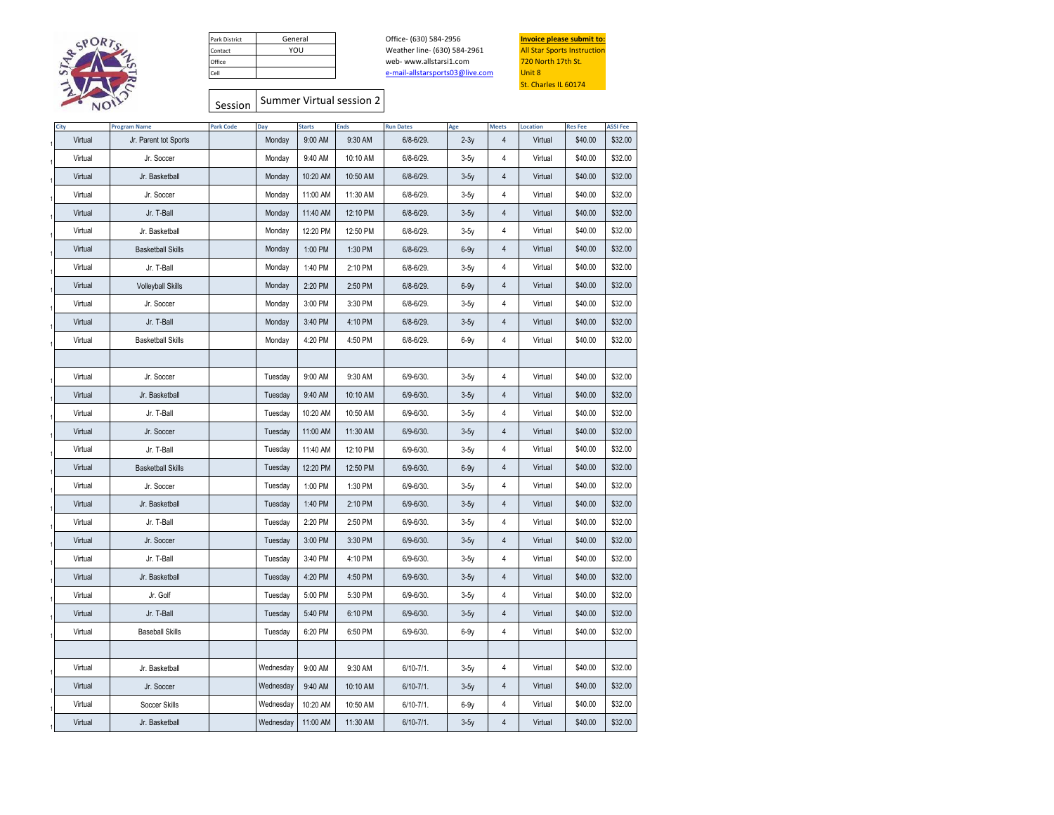| Park District | General |
|---|---|
| Contact | YOU |
| Office | |
| Cell | |

Office- (630) 584-2956
Weather line- (630) 584-2961
web- www.allstarsi1.com
e-mail-allstarsports03@live.com

**Invoice please submit to:**
All Star Sports Instruction
720 North 17th St.
Unit 8
St. Charles IL 60174

| Session | Summer Virtual session 2 |
|---|---|

| City | Program Name | Park Code | Day | Starts | Ends | Run Dates | Age | Meets | Location | Res Fee | ASSI Fee |
|---|---|---|---|---|---|---|---|---|---|---|---|
| Virtual | Jr. Parent tot Sports | | Monday | 9:00 AM | 9:30 AM | 6/8-6/29. | 2-3y | 4 | Virtual | $40.00 | $32.00 |
| Virtual | Jr. Soccer | | Monday | 9:40 AM | 10:10 AM | 6/8-6/29. | 3-5y | 4 | Virtual | $40.00 | $32.00 |
| Virtual | Jr. Basketball | | Monday | 10:20 AM | 10:50 AM | 6/8-6/29. | 3-5y | 4 | Virtual | $40.00 | $32.00 |
| Virtual | Jr. Soccer | | Monday | 11:00 AM | 11:30 AM | 6/8-6/29. | 3-5y | 4 | Virtual | $40.00 | $32.00 |
| Virtual | Jr. T-Ball | | Monday | 11:40 AM | 12:10 PM | 6/8-6/29. | 3-5y | 4 | Virtual | $40.00 | $32.00 |
| Virtual | Jr. Basketball | | Monday | 12:20 PM | 12:50 PM | 6/8-6/29. | 3-5y | 4 | Virtual | $40.00 | $32.00 |
| Virtual | Basketball Skills | | Monday | 1:00 PM | 1:30 PM | 6/8-6/29. | 6-9y | 4 | Virtual | $40.00 | $32.00 |
| Virtual | Jr. T-Ball | | Monday | 1:40 PM | 2:10 PM | 6/8-6/29. | 3-5y | 4 | Virtual | $40.00 | $32.00 |
| Virtual | Volleyball Skills | | Monday | 2:20 PM | 2:50 PM | 6/8-6/29. | 6-9y | 4 | Virtual | $40.00 | $32.00 |
| Virtual | Jr. Soccer | | Monday | 3:00 PM | 3:30 PM | 6/8-6/29. | 3-5y | 4 | Virtual | $40.00 | $32.00 |
| Virtual | Jr. T-Ball | | Monday | 3:40 PM | 4:10 PM | 6/8-6/29. | 3-5y | 4 | Virtual | $40.00 | $32.00 |
| Virtual | Basketball Skills | | Monday | 4:20 PM | 4:50 PM | 6/8-6/29. | 6-9y | 4 | Virtual | $40.00 | $32.00 |
| | | | | | | | | | | | |
| Virtual | Jr. Soccer | | Tuesday | 9:00 AM | 9:30 AM | 6/9-6/30. | 3-5y | 4 | Virtual | $40.00 | $32.00 |
| Virtual | Jr. Basketball | | Tuesday | 9:40 AM | 10:10 AM | 6/9-6/30. | 3-5y | 4 | Virtual | $40.00 | $32.00 |
| Virtual | Jr. T-Ball | | Tuesday | 10:20 AM | 10:50 AM | 6/9-6/30. | 3-5y | 4 | Virtual | $40.00 | $32.00 |
| Virtual | Jr. Soccer | | Tuesday | 11:00 AM | 11:30 AM | 6/9-6/30. | 3-5y | 4 | Virtual | $40.00 | $32.00 |
| Virtual | Jr. T-Ball | | Tuesday | 11:40 AM | 12:10 PM | 6/9-6/30. | 3-5y | 4 | Virtual | $40.00 | $32.00 |
| Virtual | Basketball Skills | | Tuesday | 12:20 PM | 12:50 PM | 6/9-6/30. | 6-9y | 4 | Virtual | $40.00 | $32.00 |
| Virtual | Jr. Soccer | | Tuesday | 1:00 PM | 1:30 PM | 6/9-6/30. | 3-5y | 4 | Virtual | $40.00 | $32.00 |
| Virtual | Jr. Basketball | | Tuesday | 1:40 PM | 2:10 PM | 6/9-6/30. | 3-5y | 4 | Virtual | $40.00 | $32.00 |
| Virtual | Jr. T-Ball | | Tuesday | 2:20 PM | 2:50 PM | 6/9-6/30. | 3-5y | 4 | Virtual | $40.00 | $32.00 |
| Virtual | Jr. Soccer | | Tuesday | 3:00 PM | 3:30 PM | 6/9-6/30. | 3-5y | 4 | Virtual | $40.00 | $32.00 |
| Virtual | Jr. T-Ball | | Tuesday | 3:40 PM | 4:10 PM | 6/9-6/30. | 3-5y | 4 | Virtual | $40.00 | $32.00 |
| Virtual | Jr. Basketball | | Tuesday | 4:20 PM | 4:50 PM | 6/9-6/30. | 3-5y | 4 | Virtual | $40.00 | $32.00 |
| Virtual | Jr. Golf | | Tuesday | 5:00 PM | 5:30 PM | 6/9-6/30. | 3-5y | 4 | Virtual | $40.00 | $32.00 |
| Virtual | Jr. T-Ball | | Tuesday | 5:40 PM | 6:10 PM | 6/9-6/30. | 3-5y | 4 | Virtual | $40.00 | $32.00 |
| Virtual | Baseball Skills | | Tuesday | 6:20 PM | 6:50 PM | 6/9-6/30. | 6-9y | 4 | Virtual | $40.00 | $32.00 |
| | | | | | | | | | | | |
| Virtual | Jr. Basketball | | Wednesday | 9:00 AM | 9:30 AM | 6/10-7/1. | 3-5y | 4 | Virtual | $40.00 | $32.00 |
| Virtual | Jr. Soccer | | Wednesday | 9:40 AM | 10:10 AM | 6/10-7/1. | 3-5y | 4 | Virtual | $40.00 | $32.00 |
| Virtual | Soccer Skills | | Wednesday | 10:20 AM | 10:50 AM | 6/10-7/1. | 6-9y | 4 | Virtual | $40.00 | $32.00 |
| Virtual | Jr. Basketball | | Wednesday | 11:00 AM | 11:30 AM | 6/10-7/1. | 3-5y | 4 | Virtual | $40.00 | $32.00 |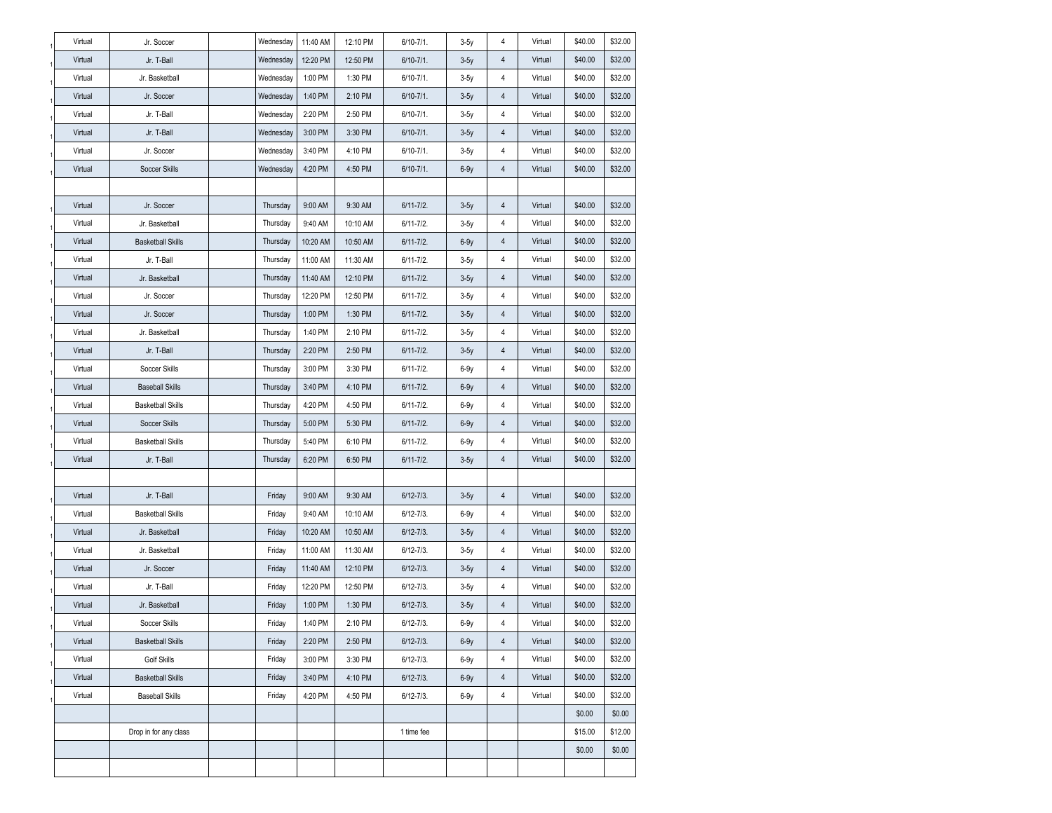| | | | | | | | | | | | |
|---|---|---|---|---|---|---|---|---|---|---|---|
| Virtual | Jr. Soccer | | Wednesday | 11:40 AM | 12:10 PM | 6/10-7/1. | 3-5y | 4 | Virtual | $40.00 | $32.00 |
| Virtual | Jr. T-Ball | | Wednesday | 12:20 PM | 12:50 PM | 6/10-7/1. | 3-5y | 4 | Virtual | $40.00 | $32.00 |
| Virtual | Jr. Basketball | | Wednesday | 1:00 PM | 1:30 PM | 6/10-7/1. | 3-5y | 4 | Virtual | $40.00 | $32.00 |
| Virtual | Jr. Soccer | | Wednesday | 1:40 PM | 2:10 PM | 6/10-7/1. | 3-5y | 4 | Virtual | $40.00 | $32.00 |
| Virtual | Jr. T-Ball | | Wednesday | 2:20 PM | 2:50 PM | 6/10-7/1. | 3-5y | 4 | Virtual | $40.00 | $32.00 |
| Virtual | Jr. T-Ball | | Wednesday | 3:00 PM | 3:30 PM | 6/10-7/1. | 3-5y | 4 | Virtual | $40.00 | $32.00 |
| Virtual | Jr. Soccer | | Wednesday | 3:40 PM | 4:10 PM | 6/10-7/1. | 3-5y | 4 | Virtual | $40.00 | $32.00 |
| Virtual | Soccer Skills | | Wednesday | 4:20 PM | 4:50 PM | 6/10-7/1. | 6-9y | 4 | Virtual | $40.00 | $32.00 |
| | | | | | | | | | | | |
| Virtual | Jr. Soccer | | Thursday | 9:00 AM | 9:30 AM | 6/11-7/2. | 3-5y | 4 | Virtual | $40.00 | $32.00 |
| Virtual | Jr. Basketball | | Thursday | 9:40 AM | 10:10 AM | 6/11-7/2. | 3-5y | 4 | Virtual | $40.00 | $32.00 |
| Virtual | Basketball Skills | | Thursday | 10:20 AM | 10:50 AM | 6/11-7/2. | 6-9y | 4 | Virtual | $40.00 | $32.00 |
| Virtual | Jr. T-Ball | | Thursday | 11:00 AM | 11:30 AM | 6/11-7/2. | 3-5y | 4 | Virtual | $40.00 | $32.00 |
| Virtual | Jr. Basketball | | Thursday | 11:40 AM | 12:10 PM | 6/11-7/2. | 3-5y | 4 | Virtual | $40.00 | $32.00 |
| Virtual | Jr. Soccer | | Thursday | 12:20 PM | 12:50 PM | 6/11-7/2. | 3-5y | 4 | Virtual | $40.00 | $32.00 |
| Virtual | Jr. Soccer | | Thursday | 1:00 PM | 1:30 PM | 6/11-7/2. | 3-5y | 4 | Virtual | $40.00 | $32.00 |
| Virtual | Jr. Basketball | | Thursday | 1:40 PM | 2:10 PM | 6/11-7/2. | 3-5y | 4 | Virtual | $40.00 | $32.00 |
| Virtual | Jr. T-Ball | | Thursday | 2:20 PM | 2:50 PM | 6/11-7/2. | 3-5y | 4 | Virtual | $40.00 | $32.00 |
| Virtual | Soccer Skills | | Thursday | 3:00 PM | 3:30 PM | 6/11-7/2. | 6-9y | 4 | Virtual | $40.00 | $32.00 |
| Virtual | Baseball Skills | | Thursday | 3:40 PM | 4:10 PM | 6/11-7/2. | 6-9y | 4 | Virtual | $40.00 | $32.00 |
| Virtual | Basketball Skills | | Thursday | 4:20 PM | 4:50 PM | 6/11-7/2. | 6-9y | 4 | Virtual | $40.00 | $32.00 |
| Virtual | Soccer Skills | | Thursday | 5:00 PM | 5:30 PM | 6/11-7/2. | 6-9y | 4 | Virtual | $40.00 | $32.00 |
| Virtual | Basketball Skills | | Thursday | 5:40 PM | 6:10 PM | 6/11-7/2. | 6-9y | 4 | Virtual | $40.00 | $32.00 |
| Virtual | Jr. T-Ball | | Thursday | 6:20 PM | 6:50 PM | 6/11-7/2. | 3-5y | 4 | Virtual | $40.00 | $32.00 |
| | | | | | | | | | | | |
| Virtual | Jr. T-Ball | | Friday | 9:00 AM | 9:30 AM | 6/12-7/3. | 3-5y | 4 | Virtual | $40.00 | $32.00 |
| Virtual | Basketball Skills | | Friday | 9:40 AM | 10:10 AM | 6/12-7/3. | 6-9y | 4 | Virtual | $40.00 | $32.00 |
| Virtual | Jr. Basketball | | Friday | 10:20 AM | 10:50 AM | 6/12-7/3. | 3-5y | 4 | Virtual | $40.00 | $32.00 |
| Virtual | Jr. Basketball | | Friday | 11:00 AM | 11:30 AM | 6/12-7/3. | 3-5y | 4 | Virtual | $40.00 | $32.00 |
| Virtual | Jr. Soccer | | Friday | 11:40 AM | 12:10 PM | 6/12-7/3. | 3-5y | 4 | Virtual | $40.00 | $32.00 |
| Virtual | Jr. T-Ball | | Friday | 12:20 PM | 12:50 PM | 6/12-7/3. | 3-5y | 4 | Virtual | $40.00 | $32.00 |
| Virtual | Jr. Basketball | | Friday | 1:00 PM | 1:30 PM | 6/12-7/3. | 3-5y | 4 | Virtual | $40.00 | $32.00 |
| Virtual | Soccer Skills | | Friday | 1:40 PM | 2:10 PM | 6/12-7/3. | 6-9y | 4 | Virtual | $40.00 | $32.00 |
| Virtual | Basketball Skills | | Friday | 2:20 PM | 2:50 PM | 6/12-7/3. | 6-9y | 4 | Virtual | $40.00 | $32.00 |
| Virtual | Golf Skills | | Friday | 3:00 PM | 3:30 PM | 6/12-7/3. | 6-9y | 4 | Virtual | $40.00 | $32.00 |
| Virtual | Basketball Skills | | Friday | 3:40 PM | 4:10 PM | 6/12-7/3. | 6-9y | 4 | Virtual | $40.00 | $32.00 |
| Virtual | Baseball Skills | | Friday | 4:20 PM | 4:50 PM | 6/12-7/3. | 6-9y | 4 | Virtual | $40.00 | $32.00 |
| | | | | | | | | | | $0.00 | $0.00 |
| | Drop in for any class | | | | | 1 time fee | | | | $15.00 | $12.00 |
| | | | | | | | | | | $0.00 | $0.00 |
| | | | | | | | | | | | |